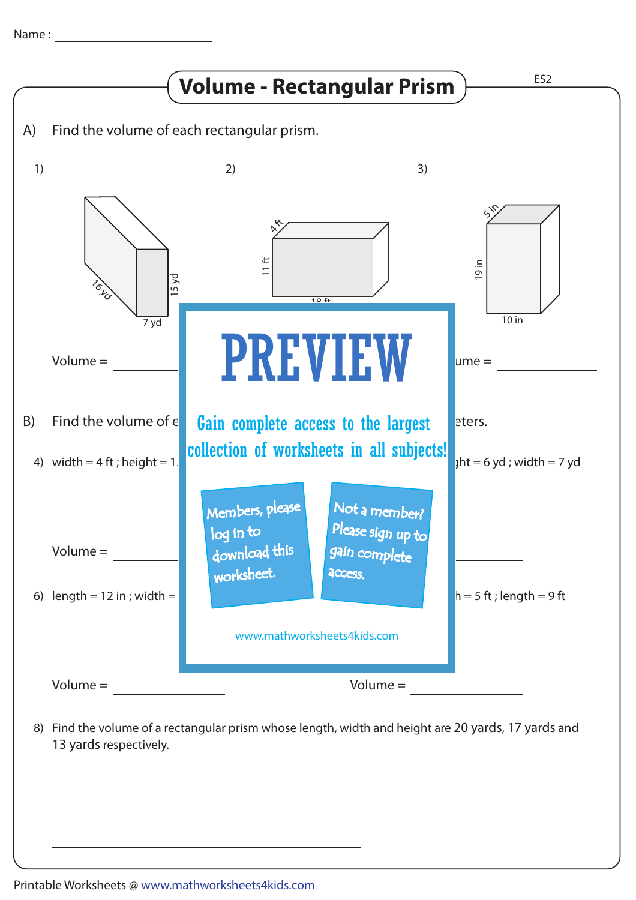Name : ____________________

# Volume - Rectangular Prism

ES2

A) Find the volume of each rectangular prism.

1)

16 yd, 7 yd, 15 yd

Volume = ____________

2)

4 ft, 11 ft, 18 ft

3)

5 in, 19 in, 10 in

ume = ____________

B) Find the volume of e eters.

4) width = 4 ft ; height = 1 ght = 6 yd ; width = 7 yd

Volume = ____________

6) length = 12 in ; width = h = 5 ft ; length = 9 ft

Volume = ____________ Volume = ____________

# PREVIEW

Gain complete access to the largest collection of worksheets in all subjects!

Members, please log in to download this worksheet.

Not a member? Please sign up to gain complete access.

www.mathworksheets4kids.com

8) Find the volume of a rectangular prism whose length, width and height are 20 yards, 17 yards and 13 yards respectively.

________________________________

Printable Worksheets @ www.mathworksheets4kids.com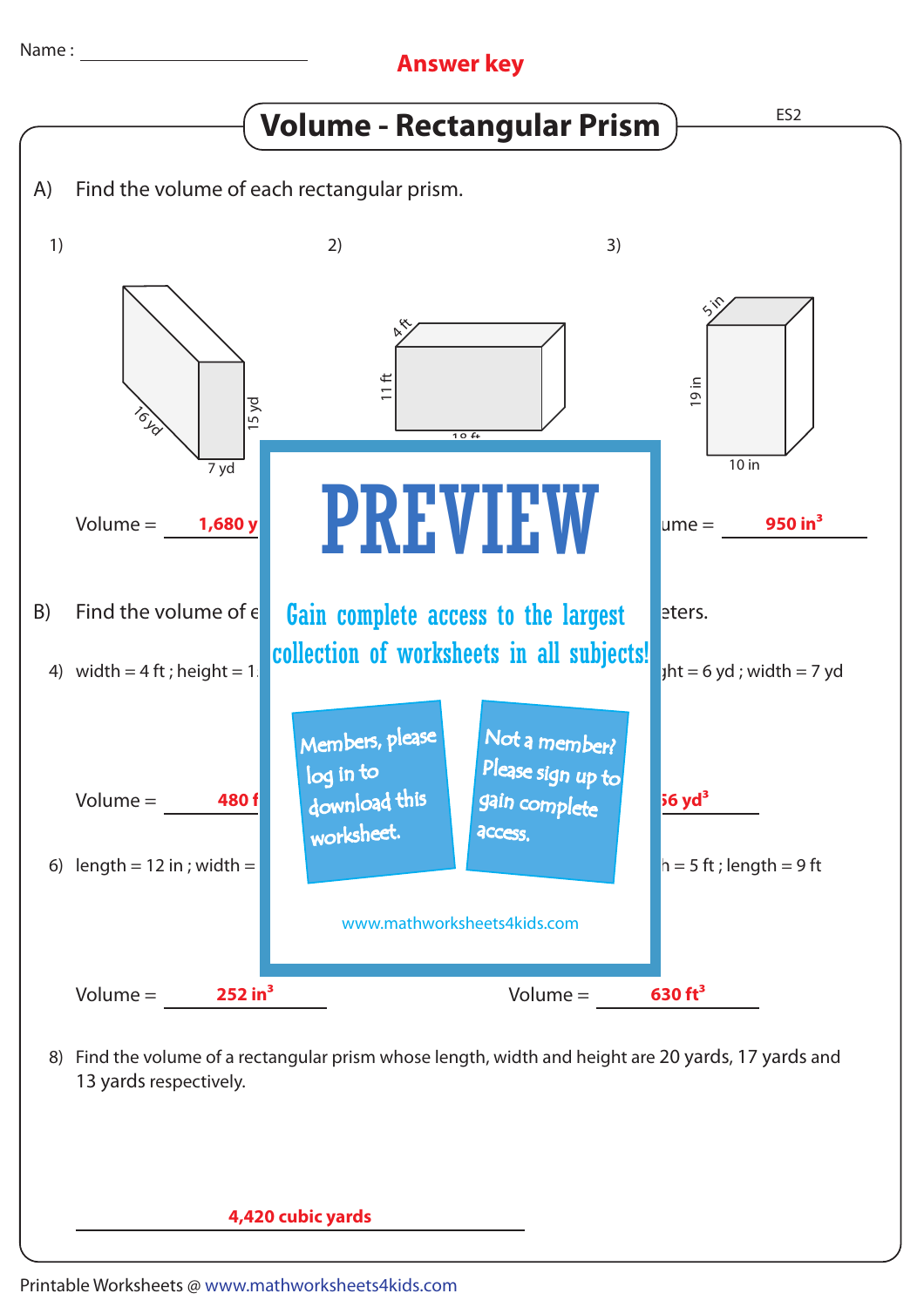Name : ________________

**Answer key**

# Volume - Rectangular Prism

ES2

A) Find the volume of each rectangular prism.

1)

16 yd

15 yd

7 yd

2)

4 ft

11 ft

18 ft

3)

5 in

19 in

10 in

Volume = **1,680 y**

ume = **950 in$^3$**

B) Find the volume of e eters.

4) width = 4 ft ; height = 1.

ght = 6 yd ; width = 7 yd

Volume = **480 f**

**56 yd$^3$**

6) length = 12 in ; width =

h = 5 ft ; length = 9 ft

PREVIEW

Gain complete access to the largest collection of worksheets in all subjects!

Members, please log in to download this worksheet.

Not a member? Please sign up to gain complete access.

www.mathworksheets4kids.com

Volume = **252 in$^3$**

Volume = **630 ft$^3$**

8) Find the volume of a rectangular prism whose length, width and height are 20 yards, 17 yards and 13 yards respectively.

**4,420 cubic yards**